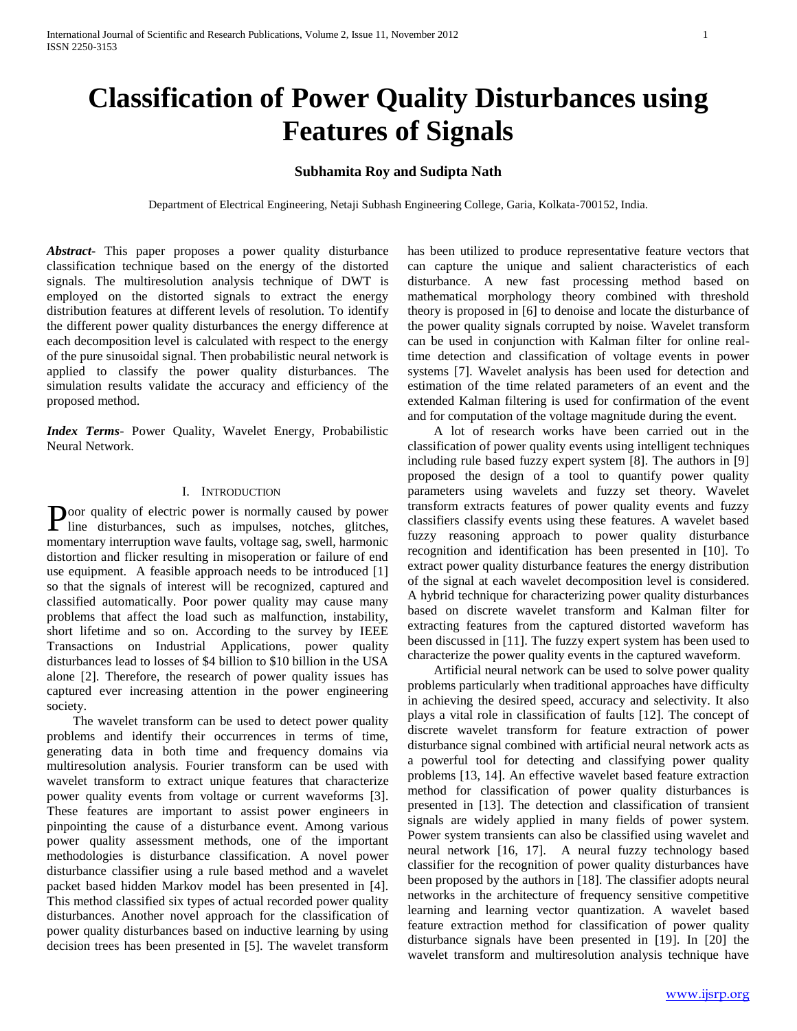# Classification of Power Quality Disturbances using Features of Signals

**Subhamita Roy and Sudipta Nath**

Department of Electrical Engineering, Netaji Subhash Engineering College, Garia, Kolkata-700152, India.

***Abstract*-** This paper proposes a power quality disturbance classification technique based on the energy of the distorted signals. The multiresolution analysis technique of DWT is employed on the distorted signals to extract the energy distribution features at different levels of resolution. To identify the different power quality disturbances the energy difference at each decomposition level is calculated with respect to the energy of the pure sinusoidal signal. Then probabilistic neural network is applied to classify the power quality disturbances. The simulation results validate the accuracy and efficiency of the proposed method.

***Index Terms*-** Power Quality, Wavelet Energy, Probabilistic Neural Network.

## I. Introduction

Poor quality of electric power is normally caused by power line disturbances, such as impulses, notches, glitches, momentary interruption wave faults, voltage sag, swell, harmonic distortion and flicker resulting in misoperation or failure of end use equipment. A feasible approach needs to be introduced [1] so that the signals of interest will be recognized, captured and classified automatically. Poor power quality may cause many problems that affect the load such as malfunction, instability, short lifetime and so on. According to the survey by IEEE Transactions on Industrial Applications, power quality disturbances lead to losses of $4 billion to $10 billion in the USA alone [2]. Therefore, the research of power quality issues has captured ever increasing attention in the power engineering society.

The wavelet transform can be used to detect power quality problems and identify their occurrences in terms of time, generating data in both time and frequency domains via multiresolution analysis. Fourier transform can be used with wavelet transform to extract unique features that characterize power quality events from voltage or current waveforms [3]. These features are important to assist power engineers in pinpointing the cause of a disturbance event. Among various power quality assessment methods, one of the important methodologies is disturbance classification. A novel power disturbance classifier using a rule based method and a wavelet packet based hidden Markov model has been presented in [4]. This method classified six types of actual recorded power quality disturbances. Another novel approach for the classification of power quality disturbances based on inductive learning by using decision trees has been presented in [5]. The wavelet transform has been utilized to produce representative feature vectors that can capture the unique and salient characteristics of each disturbance. A new fast processing method based on mathematical morphology theory combined with threshold theory is proposed in [6] to denoise and locate the disturbance of the power quality signals corrupted by noise. Wavelet transform can be used in conjunction with Kalman filter for online real-time detection and classification of voltage events in power systems [7]. Wavelet analysis has been used for detection and estimation of the time related parameters of an event and the extended Kalman filtering is used for confirmation of the event and for computation of the voltage magnitude during the event.

A lot of research works have been carried out in the classification of power quality events using intelligent techniques including rule based fuzzy expert system [8]. The authors in [9] proposed the design of a tool to quantify power quality parameters using wavelets and fuzzy set theory. Wavelet transform extracts features of power quality events and fuzzy classifiers classify events using these features. A wavelet based fuzzy reasoning approach to power quality disturbance recognition and identification has been presented in [10]. To extract power quality disturbance features the energy distribution of the signal at each wavelet decomposition level is considered. A hybrid technique for characterizing power quality disturbances based on discrete wavelet transform and Kalman filter for extracting features from the captured distorted waveform has been discussed in [11]. The fuzzy expert system has been used to characterize the power quality events in the captured waveform.

Artificial neural network can be used to solve power quality problems particularly when traditional approaches have difficulty in achieving the desired speed, accuracy and selectivity. It also plays a vital role in classification of faults [12]. The concept of discrete wavelet transform for feature extraction of power disturbance signal combined with artificial neural network acts as a powerful tool for detecting and classifying power quality problems [13, 14]. An effective wavelet based feature extraction method for classification of power quality disturbances is presented in [13]. The detection and classification of transient signals are widely applied in many fields of power system. Power system transients can also be classified using wavelet and neural network [16, 17]. A neural fuzzy technology based classifier for the recognition of power quality disturbances have been proposed by the authors in [18]. The classifier adopts neural networks in the architecture of frequency sensitive competitive learning and learning vector quantization. A wavelet based feature extraction method for classification of power quality disturbance signals have been presented in [19]. In [20] the wavelet transform and multiresolution analysis technique have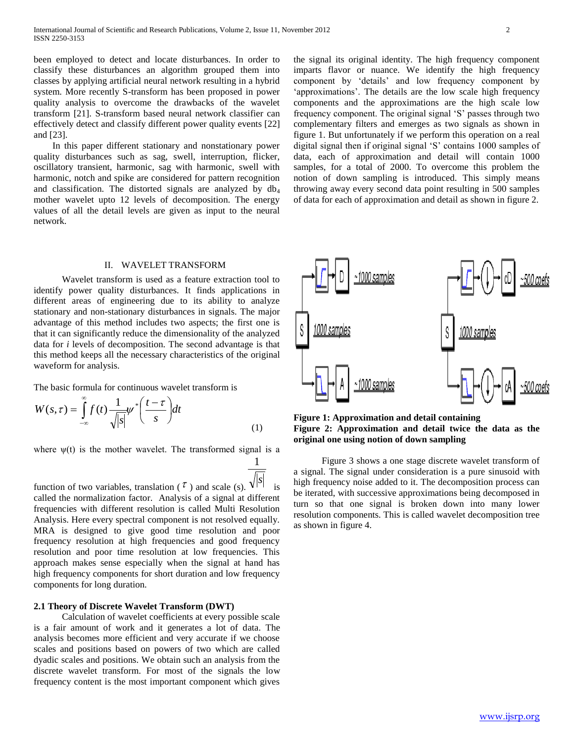been employed to detect and locate disturbances. In order to classify these disturbances an algorithm grouped them into classes by applying artificial neural network resulting in a hybrid system. More recently S-transform has been proposed in power quality analysis to overcome the drawbacks of the wavelet transform [21]. S-transform based neural network classifier can effectively detect and classify different power quality events [22] and [23].

In this paper different stationary and nonstationary power quality disturbances such as sag, swell, interruption, flicker, oscillatory transient, harmonic, sag with harmonic, swell with harmonic, notch and spike are considered for pattern recognition and classification. The distorted signals are analyzed by $db_4$ mother wavelet upto 12 levels of decomposition. The energy values of all the detail levels are given as input to the neural network.

## II. WAVELET TRANSFORM

Wavelet transform is used as a feature extraction tool to identify power quality disturbances. It finds applications in different areas of engineering due to its ability to analyze stationary and non-stationary disturbances in signals. The major advantage of this method includes two aspects; the first one is that it can significantly reduce the dimensionality of the analyzed data for *i* levels of decomposition. The second advantage is that this method keeps all the necessary characteristics of the original waveform for analysis.

The basic formula for continuous wavelet transform is

$$W(s,\tau) = \int_{-\infty}^{\infty} f(t) \frac{1}{\sqrt{|s|}} \psi^{*}\left(\frac{t-\tau}{s}\right) dt \tag{1}$$

where ψ(t) is the mother wavelet. The transformed signal is a function of two variables, translation ($\tau$) and scale (s). $\frac{1}{\sqrt{|s|}}$ is called the normalization factor. Analysis of a signal at different frequencies with different resolution is called Multi Resolution Analysis. Here every spectral component is not resolved equally. MRA is designed to give good time resolution and poor frequency resolution at high frequencies and good frequency resolution and poor time resolution at low frequencies. This approach makes sense especially when the signal at hand has high frequency components for short duration and low frequency components for long duration.

### 2.1 Theory of Discrete Wavelet Transform (DWT)

Calculation of wavelet coefficients at every possible scale is a fair amount of work and it generates a lot of data. The analysis becomes more efficient and very accurate if we choose scales and positions based on powers of two which are called dyadic scales and positions. We obtain such an analysis from the discrete wavelet transform. For most of the signals the low frequency content is the most important component which gives the signal its original identity. The high frequency component imparts flavor or nuance. We identify the high frequency component by 'details' and low frequency component by 'approximations'. The details are the low scale high frequency components and the approximations are the high scale low frequency component. The original signal 'S' passes through two complementary filters and emerges as two signals as shown in figure 1. But unfortunately if we perform this operation on a real digital signal then if original signal 'S' contains 1000 samples of data, each of approximation and detail will contain 1000 samples, for a total of 2000. To overcome this problem the notion of down sampling is introduced. This simply means throwing away every second data point resulting in 500 samples of data for each of approximation and detail as shown in figure 2.

**Figure 1: Approximation and detail containing**
**Figure 2: Approximation and detail twice the data as the original one using notion of down sampling**

Figure 3 shows a one stage discrete wavelet transform of a signal. The signal under consideration is a pure sinusoid with high frequency noise added to it. The decomposition process can be iterated, with successive approximations being decomposed in turn so that one signal is broken down into many lower resolution components. This is called wavelet decomposition tree as shown in figure 4.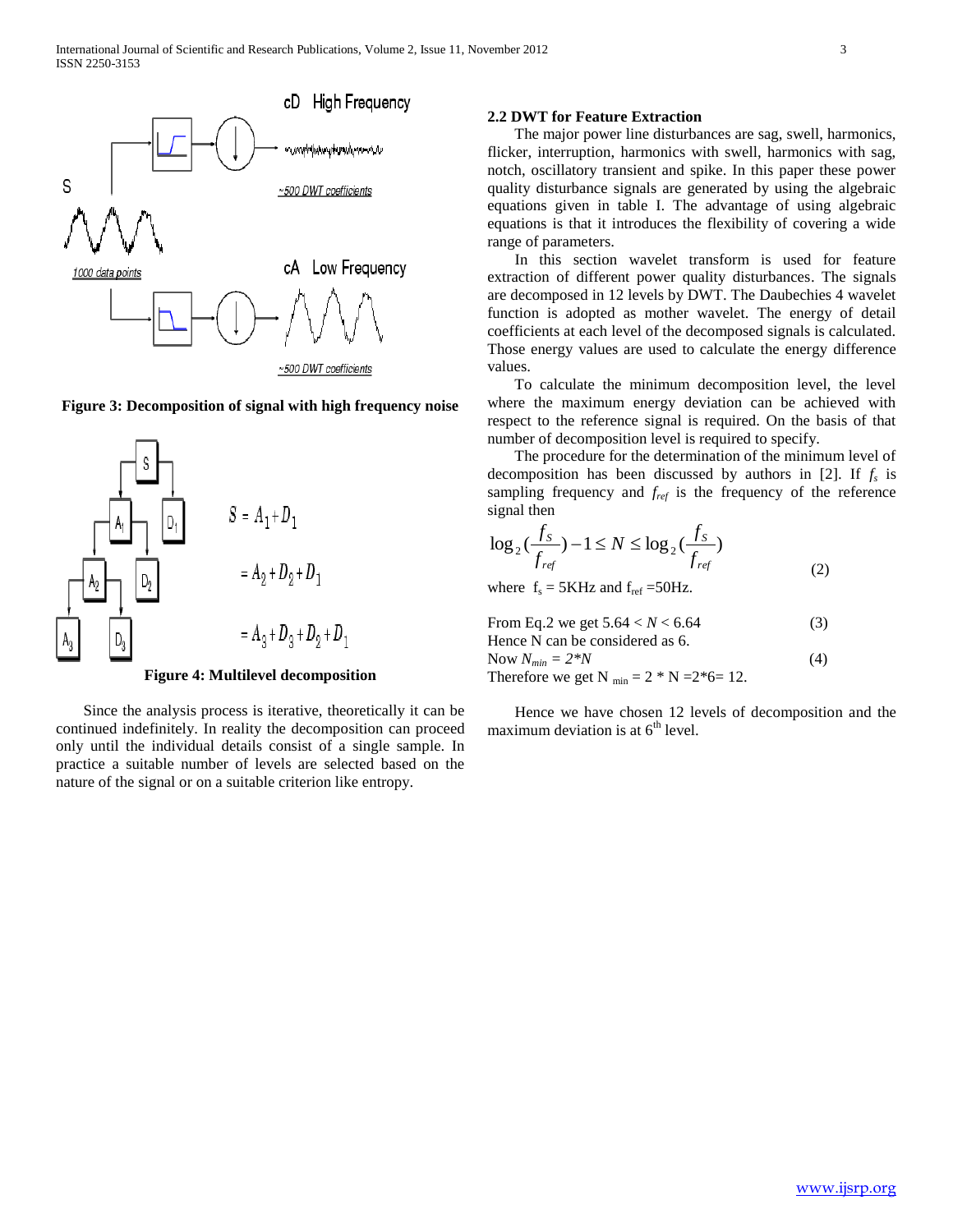Figure 3: Decomposition of signal with high frequency noise

Figure 4: Multilevel decomposition

Since the analysis process is iterative, theoretically it can be continued indefinitely. In reality the decomposition can proceed only until the individual details consist of a single sample. In practice a suitable number of levels are selected based on the nature of the signal or on a suitable criterion like entropy.

### 2.2 DWT for Feature Extraction

The major power line disturbances are sag, swell, harmonics, flicker, interruption, harmonics with swell, harmonics with sag, notch, oscillatory transient and spike. In this paper these power quality disturbance signals are generated by using the algebraic equations given in table I. The advantage of using algebraic equations is that it introduces the flexibility of covering a wide range of parameters.

In this section wavelet transform is used for feature extraction of different power quality disturbances. The signals are decomposed in 12 levels by DWT. The Daubechies 4 wavelet function is adopted as mother wavelet. The energy of detail coefficients at each level of the decomposed signals is calculated. Those energy values are used to calculate the energy difference values.

To calculate the minimum decomposition level, the level where the maximum energy deviation can be achieved with respect to the reference signal is required. On the basis of that number of decomposition level is required to specify.

The procedure for the determination of the minimum level of decomposition has been discussed by authors in [2]. If $f_s$ is sampling frequency and $f_{ref}$ is the frequency of the reference signal then

$$\log_2\left(\frac{f_S}{f_{ref}}\right) - 1 \le N \le \log_2\left(\frac{f_S}{f_{ref}}\right) \qquad (2)$$

where $f_s$ = 5KHz and $f_{ref}$ =50Hz.

From Eq.2 we get $5.64 < N < 6.64$ (3)

Hence N can be considered as 6.

Now $N_{min} = 2*N$ (4)

Therefore we get $N_{min} = 2 * N = 2*6 = 12$.

Hence we have chosen 12 levels of decomposition and the maximum deviation is at 6th level.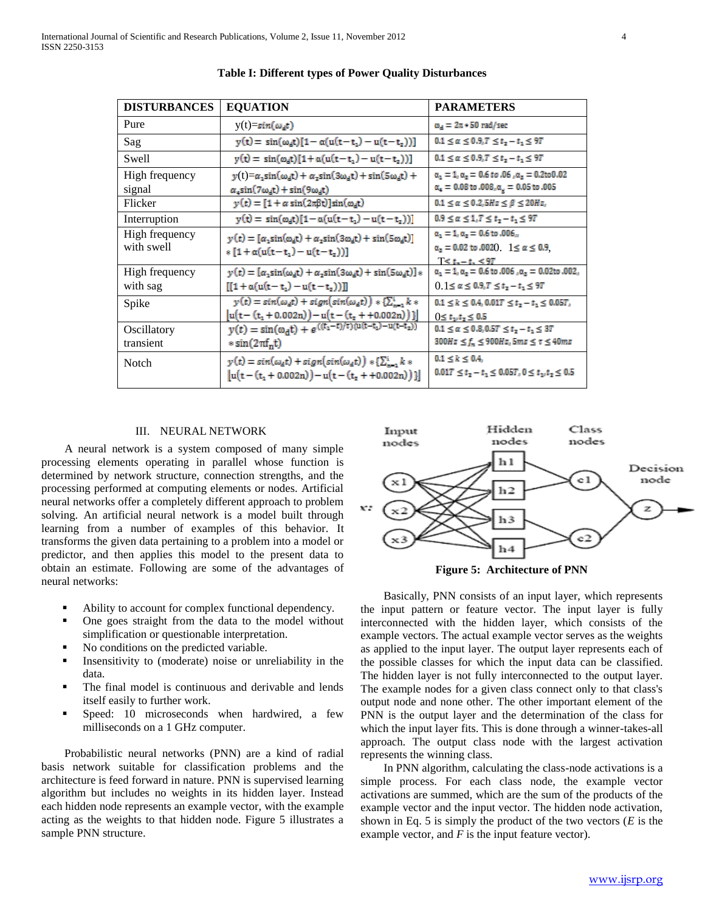**Table I: Different types of Power Quality Disturbances**

| DISTURBANCES | EQUATION | PARAMETERS |
|---|---|---|
| Pure | $y(t)=\sin(\omega_d t)$ | $\omega_d = 2\pi * 50$ rad/sec |
| Sag | $y(t) = \sin(\omega_d t)[1-\alpha(u(t-t_1)-u(t-t_2))]$ | $0.1 \le \alpha \le 0.9, T \le t_2 - t_1 \le 9T$ |
| Swell | $y(t) = \sin(\omega_d t)[1+\alpha(u(t-t_1)-u(t-t_2))]$ | $0.1 \le \alpha \le 0.9, T \le t_2 - t_1 \le 9T$ |
| High frequency signal | $y(t)=\alpha_1\sin(\omega_d t)+\alpha_2\sin(3\omega_d t)+\sin(5\omega_d t)+\alpha_4\sin(7\omega_d t)+\sin(9\omega_d t)$ | $\alpha_1 = 1, \alpha_2 = 0.6$ to $.06$, $\alpha_3 = 0.2$ to $0.02$ $\alpha_4 = 0.08$ to $.008$, $\alpha_5 = 0.05$ to $.005$ |
| Flicker | $y(t) = [1+\alpha\sin(2\pi\beta t)]\sin(\omega_d t)$ | $0.1 \le \alpha \le 0.2, 5Hz \le \beta \le 20Hz,$ |
| Interruption | $y(t) = \sin(\omega_d t)[1-\alpha(u(t-t_1)-u(t-t_2))]$ | $0.9 \le \alpha \le 1, T \le t_2 - t_1 \le 9T$ |
| High frequency with swell | $y(t) = [\alpha_1\sin(\omega_d t)+\alpha_2\sin(3\omega_d t)+\sin(5\omega_d t)] * [1+\alpha(u(t-t_1)-u(t-t_2))]$ | $\alpha_1 = 1, \alpha_2 = 0.6$ to $.006$, $\alpha_3 = 0.02$ to $.0020$. $1\le \alpha \le 0.9$, $T \le t_2 - t_1 \le 9T$ |
| High frequency with sag | $y(t) = [\alpha_1\sin(\omega_d t)+\alpha_2\sin(3\omega_d t)+\sin(5\omega_d t)] * [[1+\alpha(u(t-t_1)-u(t-t_2))]]$ | $\alpha_1 = 1, \alpha_2 = 0.6$ to $.006$, $\alpha_3 = 0.02$ to $.002$, $0.1\le \alpha \le 0.9, T \le t_2 - t_1 \le 9T$ |
| Spike | $y(t) = \sin(\omega_d t) + sign(\sin(\omega_d t)) * \{\sum_{n=1}^{9} k * [u(t-(t_1+0.002n)) - u(t-(t_2++0.002n))]\}$ | $0.1 \le k \le 0.4, 0.01T \le t_2 - t_1 \le 0.05T,$ $0\le t_1, t_2 \le 0.5$ |
| Oscillatory transient | $y(t) = \sin(\omega_d t) + e^{((t_1-t)/\tau)(u(t-t_2)-u(t-t_1))} * \sin(2\pi f_n t)$ | $0.1 \le \alpha \le 0.8, 0.5T \le t_2 - t_1 \le 3T$ $300Hz \le f_n \le 900Hz, 5ms \le \tau \le 40ms$ |
| Notch | $y(t) = \sin(\omega_d t) + sign(\sin(\omega_d t)) * \{\sum_{n=1}^{9} k * [u(t-(t_1+0.002n)) - u(t-(t_2++0.002n))]\}$ | $0.1 \le k \le 0.4,$ $0.01T \le t_2 - t_1 \le 0.05T, 0 \le t_1, t_2 \le 0.5$ |

## III. NEURAL NETWORK

A neural network is a system composed of many simple processing elements operating in parallel whose function is determined by network structure, connection strengths, and the processing performed at computing elements or nodes. Artificial neural networks offer a completely different approach to problem solving. An artificial neural network is a model built through learning from a number of examples of this behavior. It transforms the given data pertaining to a problem into a model or predictor, and then applies this model to the present data to obtain an estimate. Following are some of the advantages of neural networks:

- Ability to account for complex functional dependency.
- One goes straight from the data to the model without simplification or questionable interpretation.
- No conditions on the predicted variable.
- Insensitivity to (moderate) noise or unreliability in the data.
- The final model is continuous and derivable and lends itself easily to further work.
- Speed: 10 microseconds when hardwired, a few milliseconds on a 1 GHz computer.

Probabilistic neural networks (PNN) are a kind of radial basis network suitable for classification problems and the architecture is feed forward in nature. PNN is supervised learning algorithm but includes no weights in its hidden layer. Instead each hidden node represents an example vector, with the example acting as the weights to that hidden node. Figure 5 illustrates a sample PNN structure.

**Figure 5: Architecture of PNN**

Basically, PNN consists of an input layer, which represents the input pattern or feature vector. The input layer is fully interconnected with the hidden layer, which consists of the example vectors. The actual example vector serves as the weights as applied to the input layer. The output layer represents each of the possible classes for which the input data can be classified. The hidden layer is not fully interconnected to the output layer. The example nodes for a given class connect only to that class's output node and none other. The other important element of the PNN is the output layer and the determination of the class for which the input layer fits. This is done through a winner-takes-all approach. The output class node with the largest activation represents the winning class.

In PNN algorithm, calculating the class-node activations is a simple process. For each class node, the example vector activations are summed, which are the sum of the products of the example vector and the input vector. The hidden node activation, shown in Eq. 5 is simply the product of the two vectors (*E* is the example vector, and *F* is the input feature vector).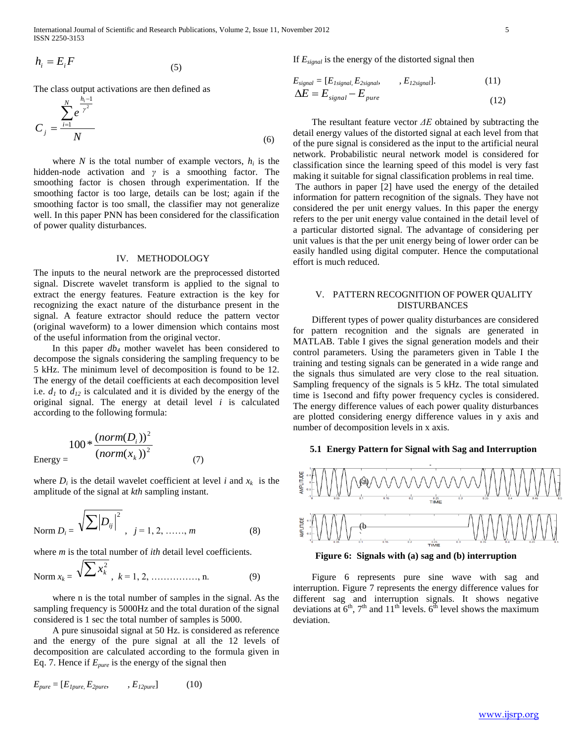$$h_i = E_i F \tag{5}$$

The class output activations are then defined as

$$C_j = \frac{\sum_{i=1}^{N} e^{\frac{h_i - 1}{\gamma^2}}}{N} \tag{6}$$

where $N$ is the total number of example vectors, $h_i$ is the hidden-node activation and $\gamma$ is a smoothing factor. The smoothing factor is chosen through experimentation. If the smoothing factor is too large, details can be lost; again if the smoothing factor is too small, the classifier may not generalize well. In this paper PNN has been considered for the classification of power quality disturbances.

## IV. METHODOLOGY

The inputs to the neural network are the preprocessed distorted signal. Discrete wavelet transform is applied to the signal to extract the energy features. Feature extraction is the key for recognizing the exact nature of the disturbance present in the signal. A feature extractor should reduce the pattern vector (original waveform) to a lower dimension which contains most of the useful information from the original vector.

In this paper $db_4$ mother wavelet has been considered to decompose the signals considering the sampling frequency to be 5 kHz. The minimum level of decomposition is found to be 12. The energy of the detail coefficients at each decomposition level i.e. $d_1$ to $d_{12}$ is calculated and it is divided by the energy of the original signal. The energy at detail level $i$ is calculated according to the following formula:

$$\text{Energy} = 100 * \frac{(norm(D_i))^2}{(norm(x_k))^2} \tag{7}$$

where $D_i$ is the detail wavelet coefficient at level $i$ and $x_k$ is the amplitude of the signal at $kth$ sampling instant.

$$\text{Norm } D_i = \sqrt{\sum |D_{ij}|^2}, \quad j = 1, 2, \ldots\ldots, m \tag{8}$$

where $m$ is the total number of $ith$ detail level coefficients.

$$\text{Norm } x_k = \sqrt{\sum x_k^2}, \quad k = 1, 2, \ldots\ldots\ldots\ldots\ldots, \text{n}. \tag{9}$$

where n is the total number of samples in the signal. As the sampling frequency is 5000Hz and the total duration of the signal considered is 1 sec the total number of samples is 5000.

A pure sinusoidal signal at 50 Hz. is considered as reference and the energy of the pure signal at all the 12 levels of decomposition are calculated according to the formula given in Eq. 7. Hence if $E_{pure}$ is the energy of the signal then

$$E_{pure} = [E_{1pure}, E_{2pure}, \quad , E_{12pure}] \tag{10}$$

If $E_{signal}$ is the energy of the distorted signal then

$$E_{signal} = [E_{1signal}, E_{2signal}, \quad , E_{12signal}]. \tag{11}$$

$$\Delta E = E_{signal} - E_{pure} \tag{12}$$

The resultant feature vector $\Delta E$ obtained by subtracting the detail energy values of the distorted signal at each level from that of the pure signal is considered as the input to the artificial neural network. Probabilistic neural network model is considered for classification since the learning speed of this model is very fast making it suitable for signal classification problems in real time.

The authors in paper [2] have used the energy of the detailed information for pattern recognition of the signals. They have not considered the per unit energy values. In this paper the energy refers to the per unit energy value contained in the detail level of a particular distorted signal. The advantage of considering per unit values is that the per unit energy being of lower order can be easily handled using digital computer. Hence the computational effort is much reduced.

## V. PATTERN RECOGNITION OF POWER QUALITY DISTURBANCES

Different types of power quality disturbances are considered for pattern recognition and the signals are generated in MATLAB. Table I gives the signal generation models and their control parameters. Using the parameters given in Table I the training and testing signals can be generated in a wide range and the signals thus simulated are very close to the real situation. Sampling frequency of the signals is 5 kHz. The total simulated time is 1second and fifty power frequency cycles is considered. The energy difference values of each power quality disturbances are plotted considering energy difference values in y axis and number of decomposition levels in x axis.

### 5.1 Energy Pattern for Signal with Sag and Interruption

**Figure 6: Signals with (a) sag and (b) interruption**

Figure 6 represents pure sine wave with sag and interruption. Figure 7 represents the energy difference values for different sag and interruption signals. It shows negative deviations at 6[th], 7[th] and 11[th] levels. 6[th] level shows the maximum deviation.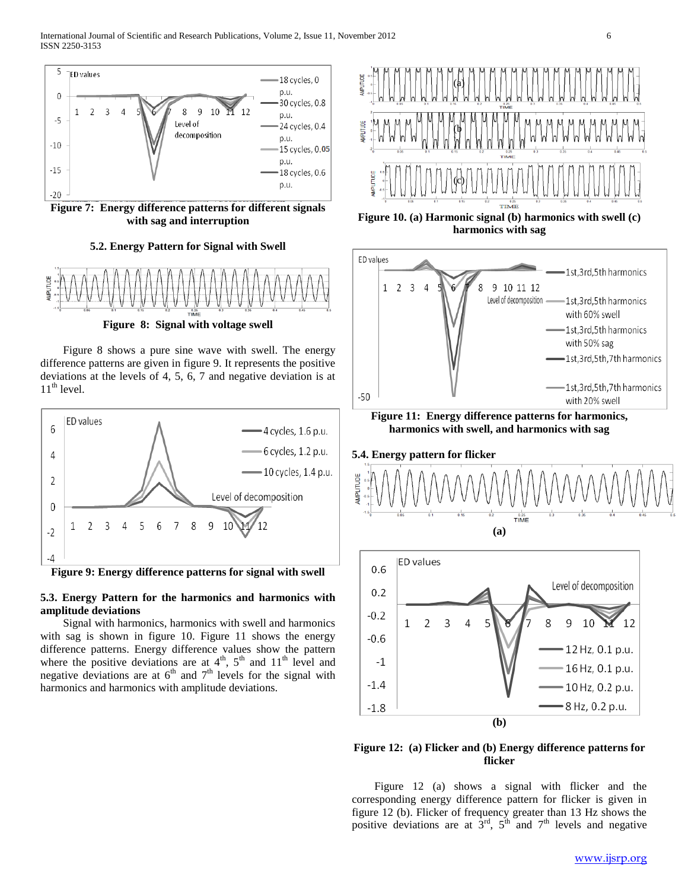Figure 7: Energy difference patterns for different signals with sag and interruption

### 5.2. Energy Pattern for Signal with Swell

Figure 8: Signal with voltage swell

Figure 8 shows a pure sine wave with swell. The energy difference patterns are given in figure 9. It represents the positive deviations at the levels of 4, 5, 6, 7 and negative deviation is at $11^{th}$ level.

Figure 9: Energy difference patterns for signal with swell

### 5.3. Energy Pattern for the harmonics and harmonics with amplitude deviations

Signal with harmonics, harmonics with swell and harmonics with sag is shown in figure 10. Figure 11 shows the energy difference patterns. Energy difference values show the pattern where the positive deviations are at $4^{th}$, $5^{th}$ and $11^{th}$ level and negative deviations are at $6^{th}$ and $7^{th}$ levels for the signal with harmonics and harmonics with amplitude deviations.

Figure 10. (a) Harmonic signal (b) harmonics with swell (c) harmonics with sag

Figure 11: Energy difference patterns for harmonics, harmonics with swell, and harmonics with sag

### 5.4. Energy pattern for flicker

(a)

(b)

Figure 12: (a) Flicker and (b) Energy difference patterns for flicker

Figure 12 (a) shows a signal with flicker and the corresponding energy difference pattern for flicker is given in figure 12 (b). Flicker of frequency greater than 13 Hz shows the positive deviations are at $3^{rd}$, $5^{th}$ and $7^{th}$ levels and negative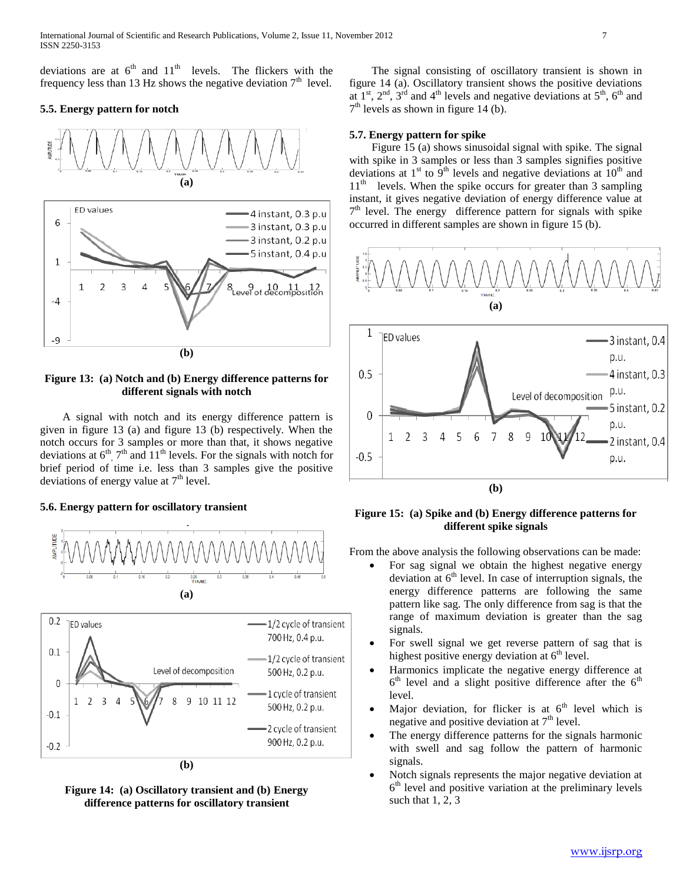deviations are at 6th and 11th levels. The flickers with the frequency less than 13 Hz shows the negative deviation 7th level.

### 5.5. Energy pattern for notch

**(a)**

**(b)**

**Figure 13: (a) Notch and (b) Energy difference patterns for different signals with notch**

A signal with notch and its energy difference pattern is given in figure 13 (a) and figure 13 (b) respectively. When the notch occurs for 3 samples or more than that, it shows negative deviations at 6th, 7th and 11th levels. For the signals with notch for brief period of time i.e. less than 3 samples give the positive deviations of energy value at 7th level.

### 5.6. Energy pattern for oscillatory transient

**(a)**

**(b)**

**Figure 14: (a) Oscillatory transient and (b) Energy difference patterns for oscillatory transient**

The signal consisting of oscillatory transient is shown in figure 14 (a). Oscillatory transient shows the positive deviations at 1st, 2nd, 3rd and 4th levels and negative deviations at 5th, 6th and 7th levels as shown in figure 14 (b).

### 5.7. Energy pattern for spike

Figure 15 (a) shows sinusoidal signal with spike. The signal with spike in 3 samples or less than 3 samples signifies positive deviations at 1st to 9th levels and negative deviations at 10th and 11th levels. When the spike occurs for greater than 3 sampling instant, it gives negative deviation of energy difference value at 7th level. The energy difference pattern for signals with spike occurred in different samples are shown in figure 15 (b).

**(a)**

**(b)**

**Figure 15: (a) Spike and (b) Energy difference patterns for different spike signals**

From the above analysis the following observations can be made:

- For sag signal we obtain the highest negative energy deviation at 6th level. In case of interruption signals, the energy difference patterns are following the same pattern like sag. The only difference from sag is that the range of maximum deviation is greater than the sag signals.
- For swell signal we get reverse pattern of sag that is highest positive energy deviation at 6th level.
- Harmonics implicate the negative energy difference at 6th level and a slight positive difference after the 6th level.
- Major deviation, for flicker is at 6th level which is negative and positive deviation at 7th level.
- The energy difference patterns for the signals harmonic with swell and sag follow the pattern of harmonic signals.
- Notch signals represents the major negative deviation at 6th level and positive variation at the preliminary levels such that 1, 2, 3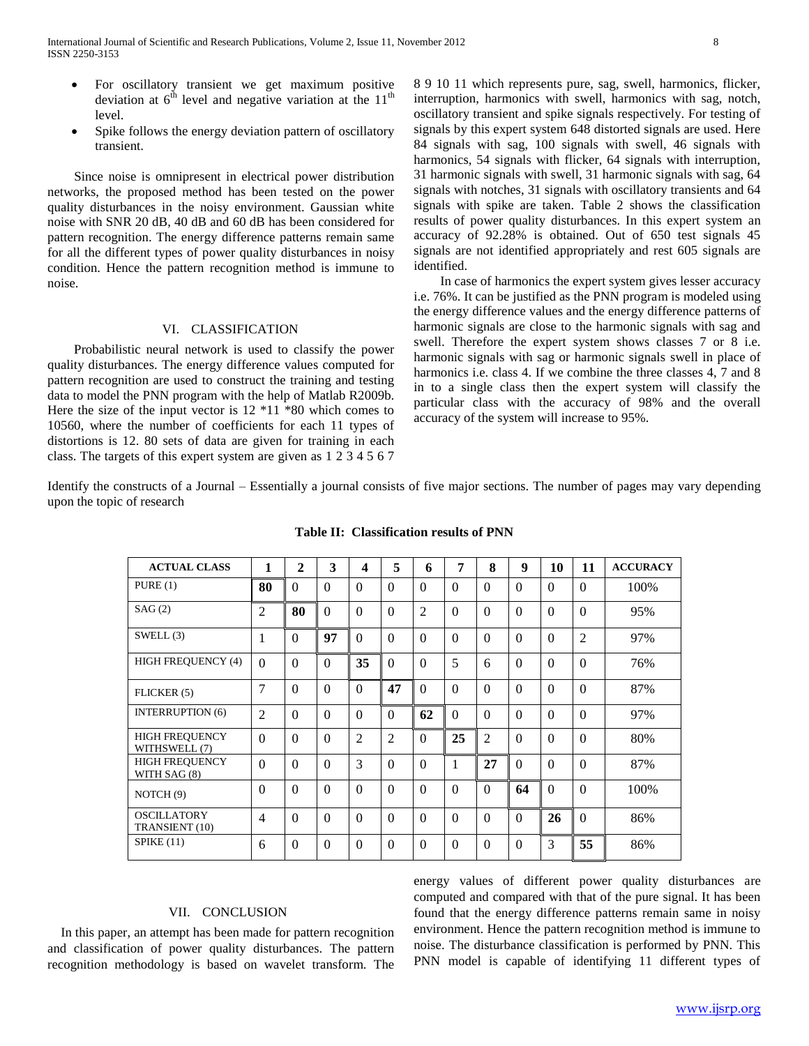- For oscillatory transient we get maximum positive deviation at $6^{th}$ level and negative variation at the $11^{th}$ level.
- Spike follows the energy deviation pattern of oscillatory transient.

Since noise is omnipresent in electrical power distribution networks, the proposed method has been tested on the power quality disturbances in the noisy environment. Gaussian white noise with SNR 20 dB, 40 dB and 60 dB has been considered for pattern recognition. The energy difference patterns remain same for all the different types of power quality disturbances in noisy condition. Hence the pattern recognition method is immune to noise.

## VI. CLASSIFICATION

Probabilistic neural network is used to classify the power quality disturbances. The energy difference values computed for pattern recognition are used to construct the training and testing data to model the PNN program with the help of Matlab R2009b. Here the size of the input vector is 12 *11 *80 which comes to 10560, where the number of coefficients for each 11 types of distortions is 12. 80 sets of data are given for training in each class. The targets of this expert system are given as 1 2 3 4 5 6 7 8 9 10 11 which represents pure, sag, swell, harmonics, flicker, interruption, harmonics with swell, harmonics with sag, notch, oscillatory transient and spike signals respectively. For testing of signals by this expert system 648 distorted signals are used. Here 84 signals with sag, 100 signals with swell, 46 signals with harmonics, 54 signals with flicker, 64 signals with interruption, 31 harmonic signals with swell, 31 harmonic signals with sag, 64 signals with notches, 31 signals with oscillatory transients and 64 signals with spike are taken. Table 2 shows the classification results of power quality disturbances. In this expert system an accuracy of 92.28% is obtained. Out of 650 test signals 45 signals are not identified appropriately and rest 605 signals are identified.

In case of harmonics the expert system gives lesser accuracy i.e. 76%. It can be justified as the PNN program is modeled using the energy difference values and the energy difference patterns of harmonic signals are close to the harmonic signals with sag and swell. Therefore the expert system shows classes 7 or 8 i.e. harmonic signals with sag or harmonic signals swell in place of harmonics i.e. class 4. If we combine the three classes 4, 7 and 8 in to a single class then the expert system will classify the particular class with the accuracy of 98% and the overall accuracy of the system will increase to 95%.

Identify the constructs of a Journal – Essentially a journal consists of five major sections. The number of pages may vary depending upon the topic of research

**Table II: Classification results of PNN**

| ACTUAL CLASS | 1 | 2 | 3 | 4 | 5 | 6 | 7 | 8 | 9 | 10 | 11 | ACCURACY |
|---|---|---|---|---|---|---|---|---|---|---|---|---|
| PURE (1) | **80** | 0 | 0 | 0 | 0 | 0 | 0 | 0 | 0 | 0 | 0 | 100% |
| SAG (2) | 2 | **80** | 0 | 0 | 0 | 2 | 0 | 0 | 0 | 0 | 0 | 95% |
| SWELL (3) | 1 | 0 | **97** | 0 | 0 | 0 | 0 | 0 | 0 | 0 | 2 | 97% |
| HIGH FREQUENCY (4) | 0 | 0 | 0 | **35** | 0 | 0 | 5 | 6 | 0 | 0 | 0 | 76% |
| FLICKER (5) | 7 | 0 | 0 | 0 | **47** | 0 | 0 | 0 | 0 | 0 | 0 | 87% |
| INTERRUPTION (6) | 2 | 0 | 0 | 0 | 0 | **62** | 0 | 0 | 0 | 0 | 0 | 97% |
| HIGH FREQUENCY WITHSWELL (7) | 0 | 0 | 0 | 2 | 2 | 0 | **25** | 2 | 0 | 0 | 0 | 80% |
| HIGH FREQUENCY WITH SAG (8) | 0 | 0 | 0 | 3 | 0 | 0 | 1 | **27** | 0 | 0 | 0 | 87% |
| NOTCH (9) | 0 | 0 | 0 | 0 | 0 | 0 | 0 | 0 | **64** | 0 | 0 | 100% |
| OSCILLATORY TRANSIENT (10) | 4 | 0 | 0 | 0 | 0 | 0 | 0 | 0 | 0 | **26** | 0 | 86% |
| SPIKE (11) | 6 | 0 | 0 | 0 | 0 | 0 | 0 | 0 | 0 | 3 | **55** | 86% |

## VII. CONCLUSION

In this paper, an attempt has been made for pattern recognition and classification of power quality disturbances. The pattern recognition methodology is based on wavelet transform. The energy values of different power quality disturbances are computed and compared with that of the pure signal. It has been found that the energy difference patterns remain same in noisy environment. Hence the pattern recognition method is immune to noise. The disturbance classification is performed by PNN. This PNN model is capable of identifying 11 different types of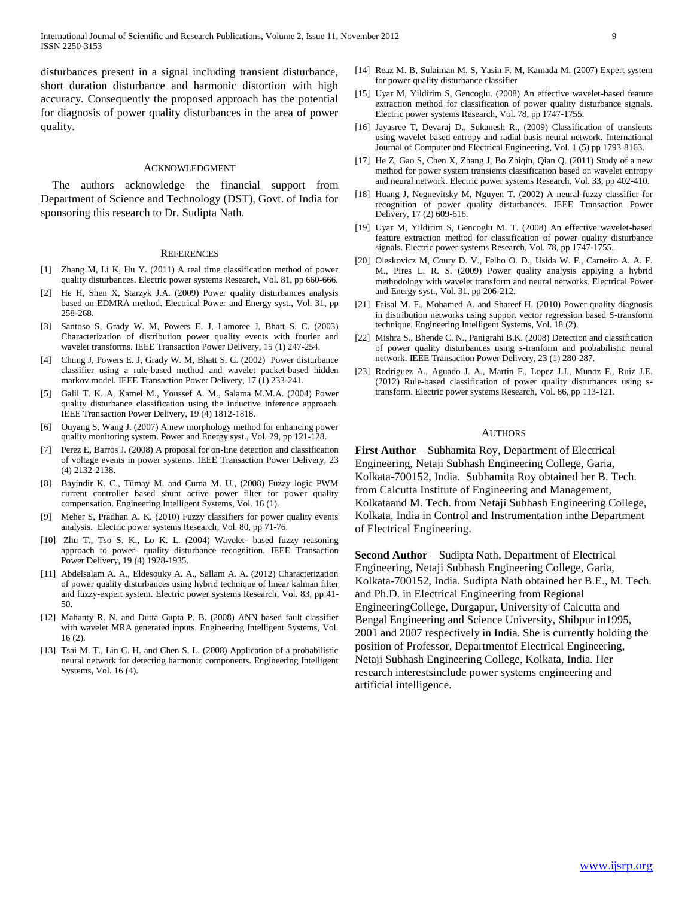disturbances present in a signal including transient disturbance, short duration disturbance and harmonic distortion with high accuracy. Consequently the proposed approach has the potential for diagnosis of power quality disturbances in the area of power quality.

## Acknowledgment

The authors acknowledge the financial support from Department of Science and Technology (DST), Govt. of India for sponsoring this research to Dr. Sudipta Nath.

## References

[1] Zhang M, Li K, Hu Y. (2011) A real time classification method of power quality disturbances. Electric power systems Research, Vol. 81, pp 660-666.

[2] He H, Shen X, Starzyk J.A. (2009) Power quality disturbances analysis based on EDMRA method. Electrical Power and Energy syst., Vol. 31, pp 258-268.

[3] Santoso S, Grady W. M, Powers E. J, Lamoree J, Bhatt S. C. (2003) Characterization of distribution power quality events with fourier and wavelet transforms. IEEE Transaction Power Delivery, 15 (1) 247-254.

[4] Chung J, Powers E. J, Grady W. M, Bhatt S. C. (2002) Power disturbance classifier using a rule-based method and wavelet packet-based hidden markov model. IEEE Transaction Power Delivery, 17 (1) 233-241.

[5] Galil T. K. A, Kamel M., Youssef A. M., Salama M.M.A. (2004) Power quality disturbance classification using the inductive inference approach. IEEE Transaction Power Delivery, 19 (4) 1812-1818.

[6] Ouyang S, Wang J. (2007) A new morphology method for enhancing power quality monitoring system. Power and Energy syst., Vol. 29, pp 121-128.

[7] Perez E, Barros J. (2008) A proposal for on-line detection and classification of voltage events in power systems. IEEE Transaction Power Delivery, 23 (4) 2132-2138.

[8] Bayindir K. C., Tümay M. and Cuma M. U., (2008) Fuzzy logic PWM current controller based shunt active power filter for power quality compensation. Engineering Intelligent Systems, Vol. 16 (1).

[9] Meher S, Pradhan A. K. (2010) Fuzzy classifiers for power quality events analysis. Electric power systems Research, Vol. 80, pp 71-76.

[10] Zhu T., Tso S. K., Lo K. L. (2004) Wavelet- based fuzzy reasoning approach to power- quality disturbance recognition. IEEE Transaction Power Delivery, 19 (4) 1928-1935.

[11] Abdelsalam A. A., Eldesouky A. A., Sallam A. A. (2012) Characterization of power quality disturbances using hybrid technique of linear kalman filter and fuzzy-expert system. Electric power systems Research, Vol. 83, pp 41-50.

[12] Mahanty R. N. and Dutta Gupta P. B. (2008) ANN based fault classifier with wavelet MRA generated inputs. Engineering Intelligent Systems, Vol. 16 (2).

[13] Tsai M. T., Lin C. H. and Chen S. L. (2008) Application of a probabilistic neural network for detecting harmonic components. Engineering Intelligent Systems, Vol. 16 (4).

[14] Reaz M. B, Sulaiman M. S, Yasin F. M, Kamada M. (2007) Expert system for power quality disturbance classifier

[15] Uyar M, Yildirim S, Gencoglu. (2008) An effective wavelet-based feature extraction method for classification of power quality disturbance signals. Electric power systems Research, Vol. 78, pp 1747-1755.

[16] Jayasree T, Devaraj D., Sukanesh R., (2009) Classification of transients using wavelet based entropy and radial basis neural network. International Journal of Computer and Electrical Engineering, Vol. 1 (5) pp 1793-8163.

[17] He Z, Gao S, Chen X, Zhang J, Bo Zhiqin, Qian Q. (2011) Study of a new method for power system transients classification based on wavelet entropy and neural network. Electric power systems Research, Vol. 33, pp 402-410.

[18] Huang J, Negnevitsky M, Nguyen T. (2002) A neural-fuzzy classifier for recognition of power quality disturbances. IEEE Transaction Power Delivery, 17 (2) 609-616.

[19] Uyar M, Yildirim S, Gencoglu M. T. (2008) An effective wavelet-based feature extraction method for classification of power quality disturbance signals. Electric power systems Research, Vol. 78, pp 1747-1755.

[20] Oleskovicz M, Coury D. V., Felho O. D., Usida W. F., Carneiro A. A. F. M., Pires L. R. S. (2009) Power quality analysis applying a hybrid methodology with wavelet transform and neural networks. Electrical Power and Energy syst., Vol. 31, pp 206-212.

[21] Faisal M. F., Mohamed A. and Shareef H. (2010) Power quality diagnosis in distribution networks using support vector regression based S-transform technique. Engineering Intelligent Systems, Vol. 18 (2).

[22] Mishra S., Bhende C. N., Panigrahi B.K. (2008) Detection and classification of power quality disturbances using s-tranform and probabilistic neural network. IEEE Transaction Power Delivery, 23 (1) 280-287.

[23] Rodriguez A., Aguado J. A., Martin F., Lopez J.J., Munoz F., Ruiz J.E. (2012) Rule-based classification of power quality disturbances using s-transform. Electric power systems Research, Vol. 86, pp 113-121.

## Authors

**First Author** – Subhamita Roy, Department of Electrical Engineering, Netaji Subhash Engineering College, Garia, Kolkata-700152, India. Subhamita Roy obtained her B. Tech. from Calcutta Institute of Engineering and Management, Kolkataand M. Tech. from Netaji Subhash Engineering College, Kolkata, India in Control and Instrumentation inthe Department of Electrical Engineering.

**Second Author** – Sudipta Nath, Department of Electrical Engineering, Netaji Subhash Engineering College, Garia, Kolkata-700152, India. Sudipta Nath obtained her B.E., M. Tech. and Ph.D. in Electrical Engineering from Regional EngineeringCollege, Durgapur, University of Calcutta and Bengal Engineering and Science University, Shibpur in1995, 2001 and 2007 respectively in India. She is currently holding the position of Professor, Departmentof Electrical Engineering, Netaji Subhash Engineering College, Kolkata, India. Her research interestsinclude power systems engineering and artificial intelligence.